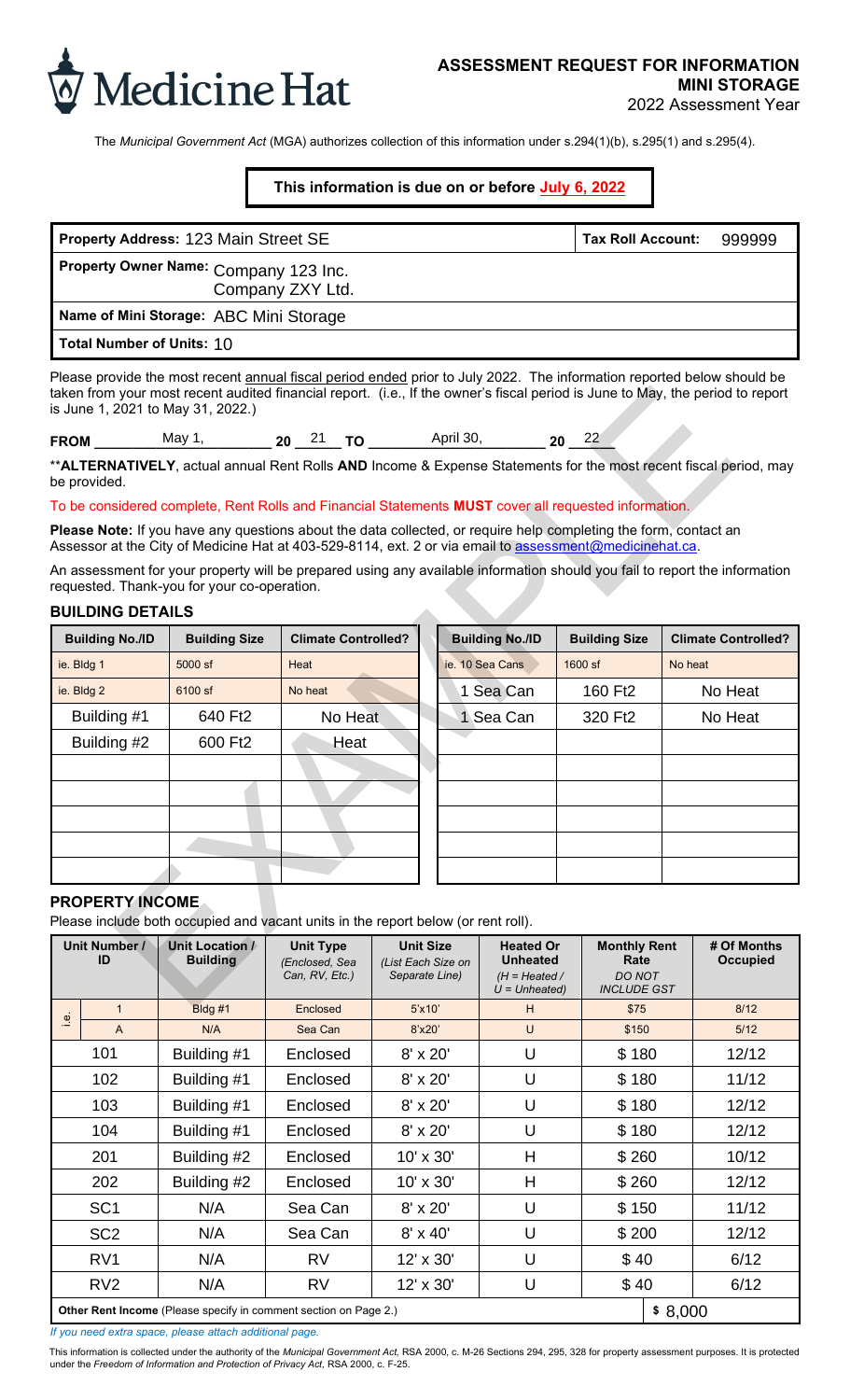# Medicine Hat

## ASSESSMENT REQUEST FOR INFORMATION MINI STORAGE

2022 Assessment Year

The *Municipal Government Act* (MGA) authorizes collection of this information under s.294(1)(b), s.295(1) and s.295(4).

**This information is due on or before July 6, 2022**

| **Property Address:** 123 Main Street SE | **Tax Roll Account:** 999999 |
|---|---|
| **Property Owner Name:** Company 123 Inc. Company ZXY Ltd. | |
| **Name of Mini Storage:** ABC Mini Storage | |
| **Total Number of Units:** 10 | |

Please provide the most recent annual fiscal period ended prior to July 2022. The information reported below should be taken from your most recent audited financial report. (i.e., If the owner's fiscal period is June to May, the period to report is June 1, 2021 to May 31, 2022.)

**FROM** May 1, **20** 21 **TO** April 30, **20** 22

\*\***ALTERNATIVELY**, actual annual Rent Rolls **AND** Income & Expense Statements for the most recent fiscal period, may be provided.

To be considered complete, Rent Rolls and Financial Statements **MUST** cover all requested information.

**Please Note:** If you have any questions about the data collected, or require help completing the form, contact an Assessor at the City of Medicine Hat at 403-529-8114, ext. 2 or via email to assessment@medicinehat.ca.

An assessment for your property will be prepared using any available information should you fail to report the information requested. Thank-you for your co-operation.

### BUILDING DETAILS

| Building No./ID | Building Size | Climate Controlled? | Building No./ID | Building Size | Climate Controlled? |
|---|---|---|---|---|---|
| ie. Bldg 1 | 5000 sf | Heat | ie. 10 Sea Cans | 1600 sf | No heat |
| ie. Bldg 2 | 6100 sf | No heat | 1 Sea Can | 160 Ft2 | No Heat |
| Building #1 | 640 Ft2 | No Heat | 1 Sea Can | 320 Ft2 | No Heat |
| Building #2 | 600 Ft2 | Heat | | | |
| | | | | | |
| | | | | | |
| | | | | | |
| | | | | | |
| | | | | | |

### PROPERTY INCOME

Please include both occupied and vacant units in the report below (or rent roll).

| | Unit Number / ID | Unit Location / Building | Unit Type *(Enclosed, Sea Can, RV, Etc.)* | Unit Size *(List Each Size on Separate Line)* | Heated Or Unheated *(H = Heated / U = Unheated)* | Monthly Rent Rate *DO NOT INCLUDE GST* | # Of Months Occupied |
|---|---|---|---|---|---|---|---|
| i.e. | 1 | Bldg #1 | Enclosed | 5'x10' | H | $75 | 8/12 |
| i.e. | A | N/A | Sea Can | 8'x20' | U | $150 | 5/12 |
| | 101 | Building #1 | Enclosed | 8' x 20' | U | $ 180 | 12/12 |
| | 102 | Building #1 | Enclosed | 8' x 20' | U | $ 180 | 11/12 |
| | 103 | Building #1 | Enclosed | 8' x 20' | U | $ 180 | 12/12 |
| | 104 | Building #1 | Enclosed | 8' x 20' | U | $ 180 | 12/12 |
| | 201 | Building #2 | Enclosed | 10' x 30' | H | $ 260 | 10/12 |
| | 202 | Building #2 | Enclosed | 10' x 30' | H | $ 260 | 12/12 |
| | SC1 | N/A | Sea Can | 8' x 20' | U | $ 150 | 11/12 |
| | SC2 | N/A | Sea Can | 8' x 40' | U | $ 200 | 12/12 |
| | RV1 | N/A | RV | 12' x 30' | U | $ 40 | 6/12 |
| | RV2 | N/A | RV | 12' x 30' | U | $ 40 | 6/12 |
| **Other Rent Income** (Please specify in comment section on Page 2.) | | | | | | | $ 8,000 |

*If you need extra space, please attach additional page.*

This information is collected under the authority of the *Municipal Government Act*, RSA 2000, c. M-26 Sections 294, 295, 328 for property assessment purposes. It is protected under the *Freedom of Information and Protection of Privacy Act*, RSA 2000, c. F-25.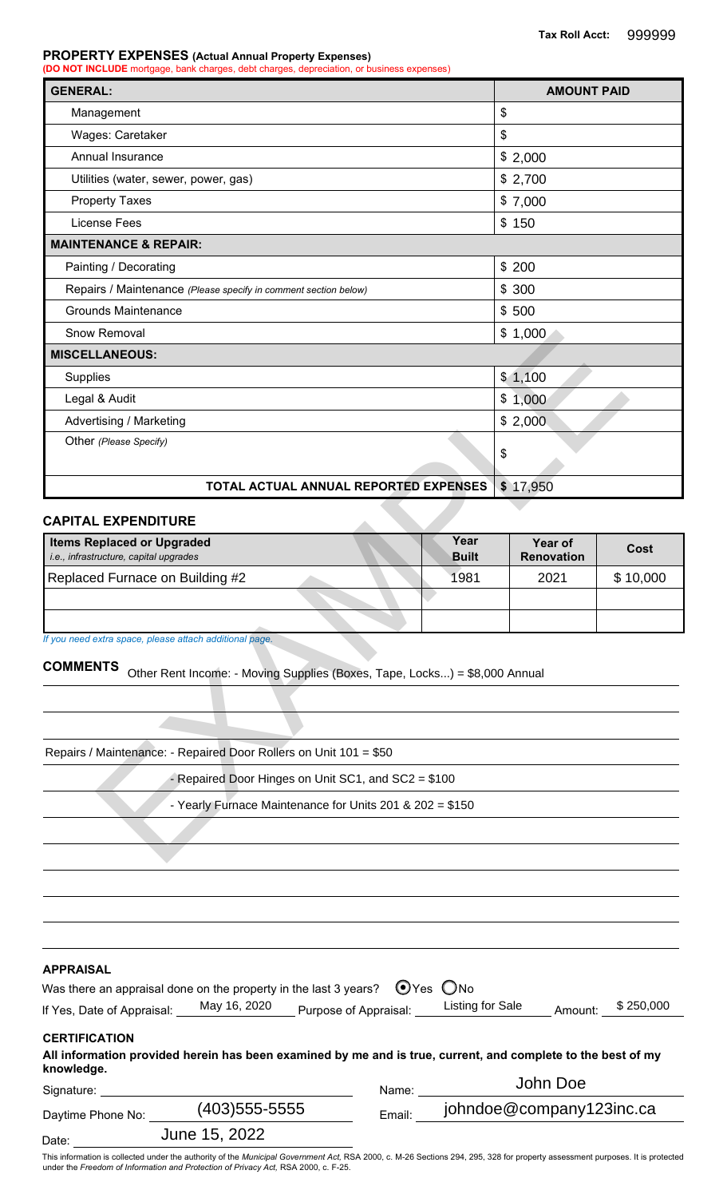**Tax Roll Acct:** 999999

## PROPERTY EXPENSES (Actual Annual Property Expenses)

**(DO NOT INCLUDE mortgage, bank charges, debt charges, depreciation, or business expenses)**

| GENERAL: | AMOUNT PAID |
|---|---|
| Management | $ |
| Wages: Caretaker | $ |
| Annual Insurance | $ 2,000 |
| Utilities (water, sewer, power, gas) | $ 2,700 |
| Property Taxes | $ 7,000 |
| License Fees | $ 150 |
| **MAINTENANCE & REPAIR:** | |
| Painting / Decorating | $ 200 |
| Repairs / Maintenance *(Please specify in comment section below)* | $ 300 |
| Grounds Maintenance | $ 500 |
| Snow Removal | $ 1,000 |
| **MISCELLANEOUS:** | |
| Supplies | $ 1,100 |
| Legal & Audit | $ 1,000 |
| Advertising / Marketing | $ 2,000 |
| Other *(Please Specify)* | $ |
| **TOTAL ACTUAL ANNUAL REPORTED EXPENSES** | $ 17,950 |

### CAPITAL EXPENDITURE

| Items Replaced or Upgraded *i.e., infrastructure, capital upgrades* | Year Built | Year of Renovation | Cost |
|---|---|---|---|
| Replaced Furnace on Building #2 | 1981 | 2021 | $ 10,000 |
| | | | |
| | | | |

*If you need extra space, please attach additional page.*

**COMMENTS** Other Rent Income: - Moving Supplies (Boxes, Tape, Locks...) = $8,000 Annual

Repairs / Maintenance: - Repaired Door Rollers on Unit 101 = $50

- Repaired Door Hinges on Unit SC1, and SC2 = $100

- Yearly Furnace Maintenance for Units 201 & 202 = $150

### APPRAISAL

Was there an appraisal done on the property in the last 3 years? (●) Yes ( ) No

If Yes, Date of Appraisal: May 16, 2020 Purpose of Appraisal: Listing for Sale Amount: $ 250,000

### CERTIFICATION

**All information provided herein has been examined by me and is true, current, and complete to the best of my knowledge.**

Signature: ______________ Name: John Doe

Daytime Phone No: (403)555-5555 Email: johndoe@company123inc.ca

Date: June 15, 2022

This information is collected under the authority of the *Municipal Government Act*, RSA 2000, c. M-26 Sections 294, 295, 328 for property assessment purposes. It is protected under the *Freedom of Information and Protection of Privacy Act*, RSA 2000, c. F-25.

EXAMPLE